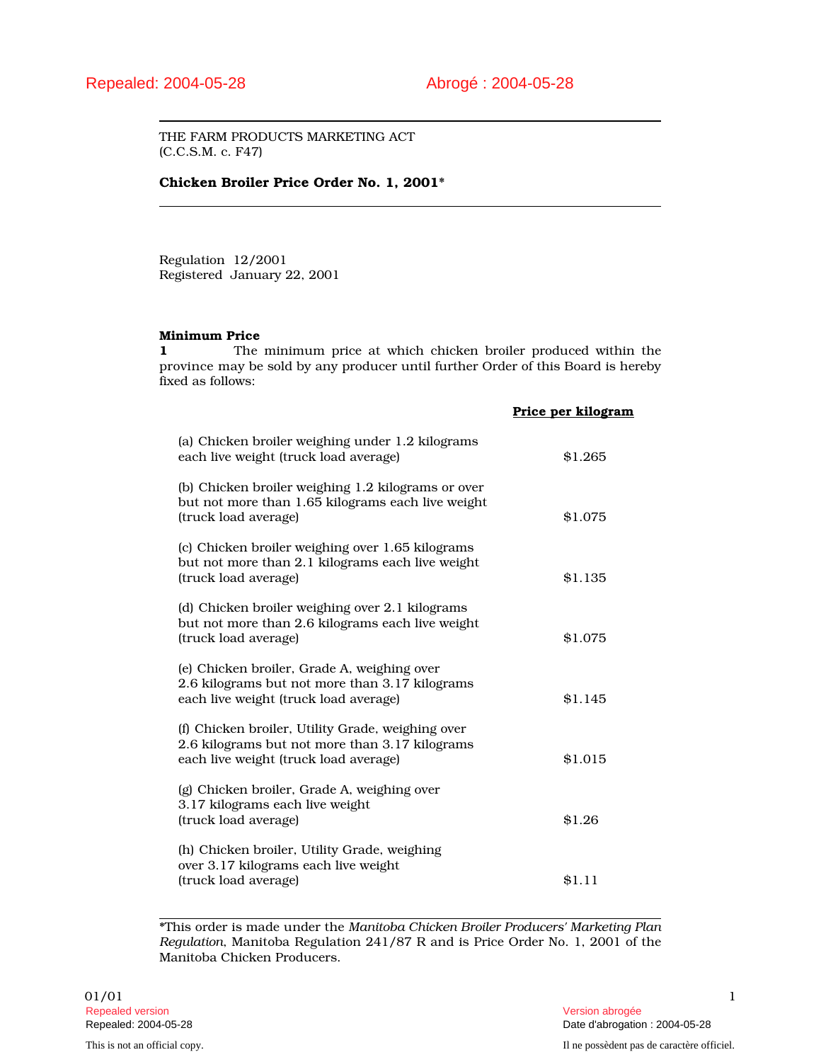Repealed: 2004-05-28 Abrogé : 2004-05-28

THE FARM PRODUCTS MARKETING ACT
(C.C.S.M. c. F47)

**Chicken Broiler Price Order No. 1, 2001***

Regulation 12/2001
Registered January 22, 2001

**Minimum Price**

**1** The minimum price at which chicken broiler produced within the province may be sold by any producer until further Order of this Board is hereby fixed as follows:

| | **Price per kilogram** |
|---|---|
| (a) Chicken broiler weighing under 1.2 kilograms each live weight (truck load average) | $1.265 |
| (b) Chicken broiler weighing 1.2 kilograms or over but not more than 1.65 kilograms each live weight (truck load average) | $1.075 |
| (c) Chicken broiler weighing over 1.65 kilograms but not more than 2.1 kilograms each live weight (truck load average) | $1.135 |
| (d) Chicken broiler weighing over 2.1 kilograms but not more than 2.6 kilograms each live weight (truck load average) | $1.075 |
| (e) Chicken broiler, Grade A, weighing over 2.6 kilograms but not more than 3.17 kilograms each live weight (truck load average) | $1.145 |
| (f) Chicken broiler, Utility Grade, weighing over 2.6 kilograms but not more than 3.17 kilograms each live weight (truck load average) | $1.015 |
| (g) Chicken broiler, Grade A, weighing over 3.17 kilograms each live weight (truck load average) | $1.26 |
| (h) Chicken broiler, Utility Grade, weighing over 3.17 kilograms each live weight (truck load average) | $1.11 |

*This order is made under the *Manitoba Chicken Broiler Producers' Marketing Plan Regulation*, Manitoba Regulation 241/87 R and is Price Order No. 1, 2001 of the Manitoba Chicken Producers.

01/01

Repealed version
Repealed: 2004-05-28

Version abrogée
Date d'abrogation : 2004-05-28

This is not an official copy.

Il ne possèdent pas de caractère officiel.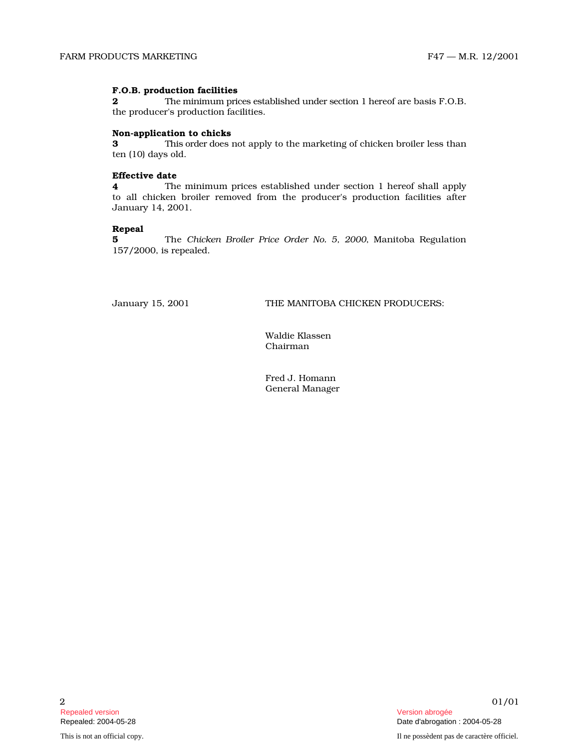**F.O.B. production facilities**

**2** The minimum prices established under section 1 hereof are basis F.O.B. the producer's production facilities.

**Non-application to chicks**

**3** This order does not apply to the marketing of chicken broiler less than ten (10) days old.

**Effective date**

**4** The minimum prices established under section 1 hereof shall apply to all chicken broiler removed from the producer's production facilities after January 14, 2001.

**Repeal**

**5** The *Chicken Broiler Price Order No. 5, 2000*, Manitoba Regulation 157/2000, is repealed.

January 15, 2001

THE MANITOBA CHICKEN PRODUCERS:

Waldie Klassen
Chairman

Fred J. Homann
General Manager

Repealed version
Repealed: 2004-05-28

Version abrogée
Date d'abrogation : 2004-05-28

This is not an official copy.

Il ne possèdent pas de caractère officiel.